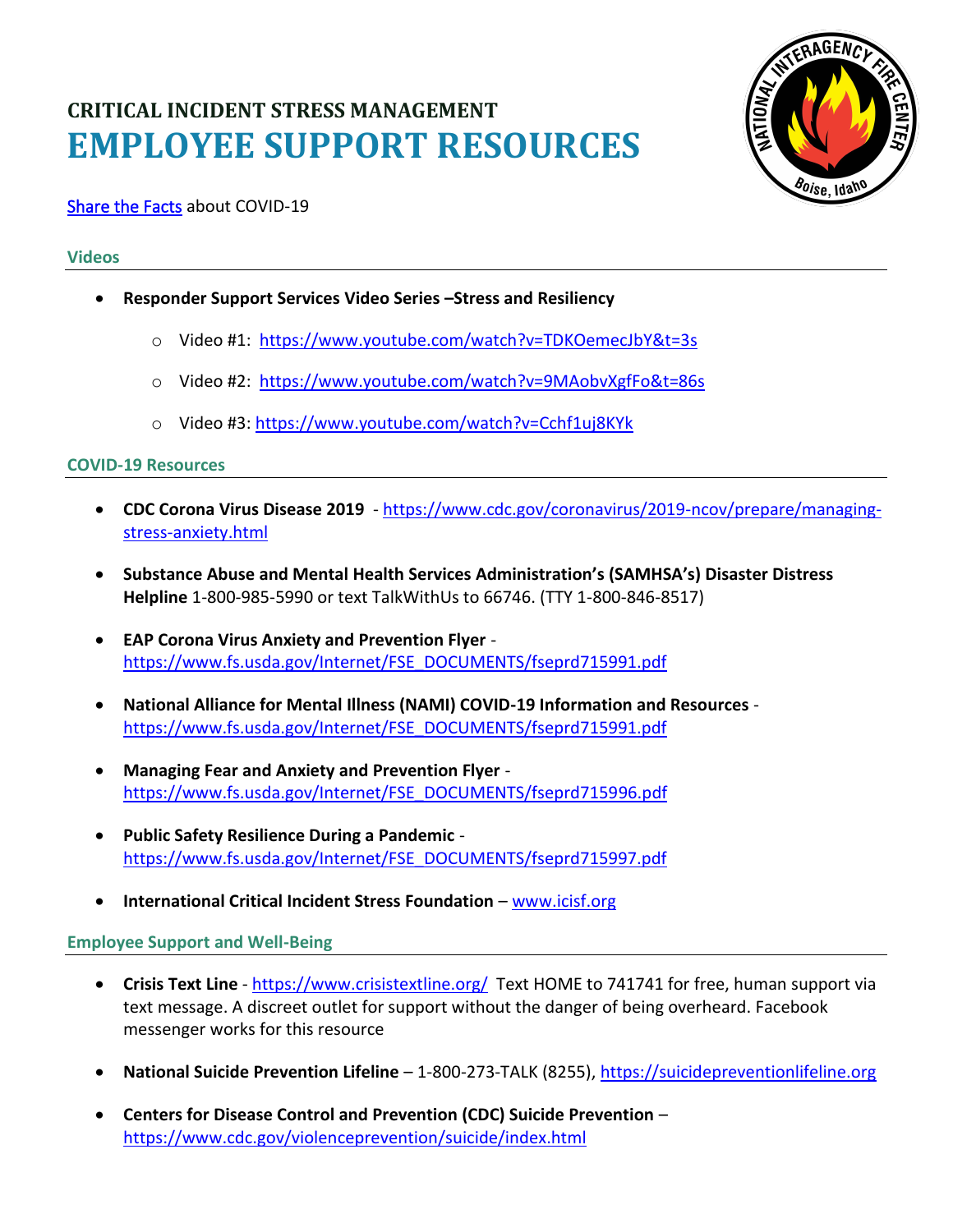# CRITICAL INCIDENT STRESS MANAGEMENT

# EMPLOYEE SUPPORT RESOURCES

[Share the Facts](#) about COVID-19

## Videos

- **Responder Support Services Video Series –Stress and Resiliency**
  - Video #1: https://www.youtube.com/watch?v=TDKOemecJbY&t=3s
  - Video #2: https://www.youtube.com/watch?v=9MAobvXgfFo&t=86s
  - Video #3: https://www.youtube.com/watch?v=Cchf1uj8KYk

## COVID-19 Resources

- **CDC Corona Virus Disease 2019** - https://www.cdc.gov/coronavirus/2019-ncov/prepare/managing-stress-anxiety.html
- **Substance Abuse and Mental Health Services Administration's (SAMHSA's) Disaster Distress Helpline** 1-800-985-5990 or text TalkWithUs to 66746. (TTY 1-800-846-8517)
- **EAP Corona Virus Anxiety and Prevention Flyer** - https://www.fs.usda.gov/Internet/FSE_DOCUMENTS/fseprd715991.pdf
- **National Alliance for Mental Illness (NAMI) COVID-19 Information and Resources** - https://www.fs.usda.gov/Internet/FSE_DOCUMENTS/fseprd715991.pdf
- **Managing Fear and Anxiety and Prevention Flyer** - https://www.fs.usda.gov/Internet/FSE_DOCUMENTS/fseprd715996.pdf
- **Public Safety Resilience During a Pandemic** - https://www.fs.usda.gov/Internet/FSE_DOCUMENTS/fseprd715997.pdf
- **International Critical Incident Stress Foundation** – www.icisf.org

## Employee Support and Well-Being

- **Crisis Text Line** - https://www.crisistextline.org/ Text HOME to 741741 for free, human support via text message. A discreet outlet for support without the danger of being overheard. Facebook messenger works for this resource
- **National Suicide Prevention Lifeline** – 1-800-273-TALK (8255), https://suicidepreventionlifeline.org
- **Centers for Disease Control and Prevention (CDC) Suicide Prevention** – https://www.cdc.gov/violenceprevention/suicide/index.html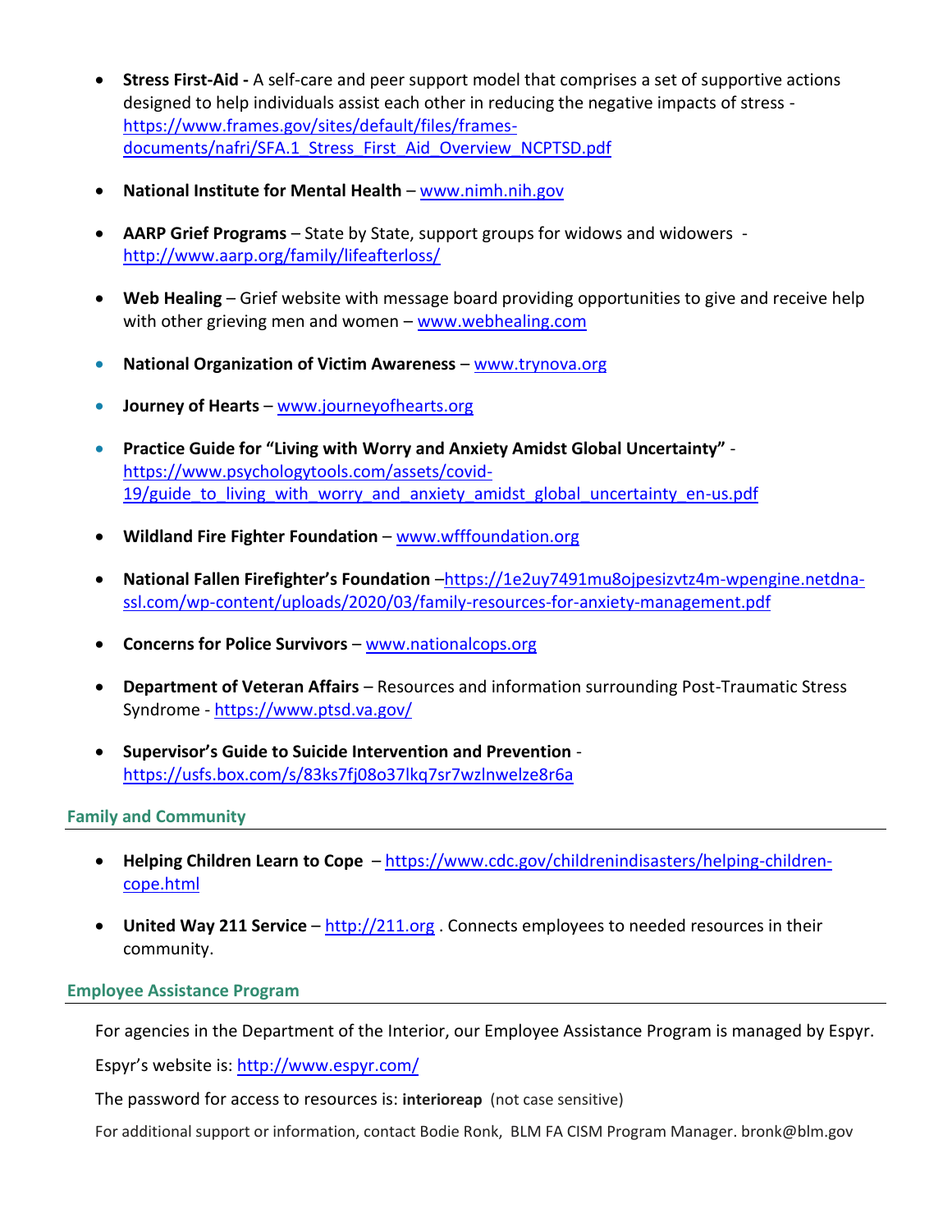- **Stress First-Aid -** A self-care and peer support model that comprises a set of supportive actions designed to help individuals assist each other in reducing the negative impacts of stress - https://www.frames.gov/sites/default/files/frames-documents/nafri/SFA.1_Stress_First_Aid_Overview_NCPTSD.pdf

- **National Institute for Mental Health** – www.nimh.nih.gov

- **AARP Grief Programs** – State by State, support groups for widows and widowers - http://www.aarp.org/family/lifeafterloss/

- **Web Healing** – Grief website with message board providing opportunities to give and receive help with other grieving men and women – www.webhealing.com

- **National Organization of Victim Awareness** – www.trynova.org

- **Journey of Hearts** – www.journeyofhearts.org

- **Practice Guide for "Living with Worry and Anxiety Amidst Global Uncertainty"** - https://www.psychologytools.com/assets/covid-19/guide_to_living_with_worry_and_anxiety_amidst_global_uncertainty_en-us.pdf

- **Wildland Fire Fighter Foundation** – www.wfffoundation.org

- **National Fallen Firefighter's Foundation** –https://1e2uy7491mu8ojpesizvtz4m-wpengine.netdna-ssl.com/wp-content/uploads/2020/03/family-resources-for-anxiety-management.pdf

- **Concerns for Police Survivors** – www.nationalcops.org

- **Department of Veteran Affairs** – Resources and information surrounding Post-Traumatic Stress Syndrome - https://www.ptsd.va.gov/

- **Supervisor's Guide to Suicide Intervention and Prevention** - https://usfs.box.com/s/83ks7fj08o37lkq7sr7wzlnwelze8r6a

## Family and Community

- **Helping Children Learn to Cope** – https://www.cdc.gov/childrenindisasters/helping-children-cope.html

- **United Way 211 Service** – http://211.org . Connects employees to needed resources in their community.

## Employee Assistance Program

For agencies in the Department of the Interior, our Employee Assistance Program is managed by Espyr.

Espyr's website is: http://www.espyr.com/

The password for access to resources is: **interioreap** (not case sensitive)

For additional support or information, contact Bodie Ronk, BLM FA CISM Program Manager. bronk@blm.gov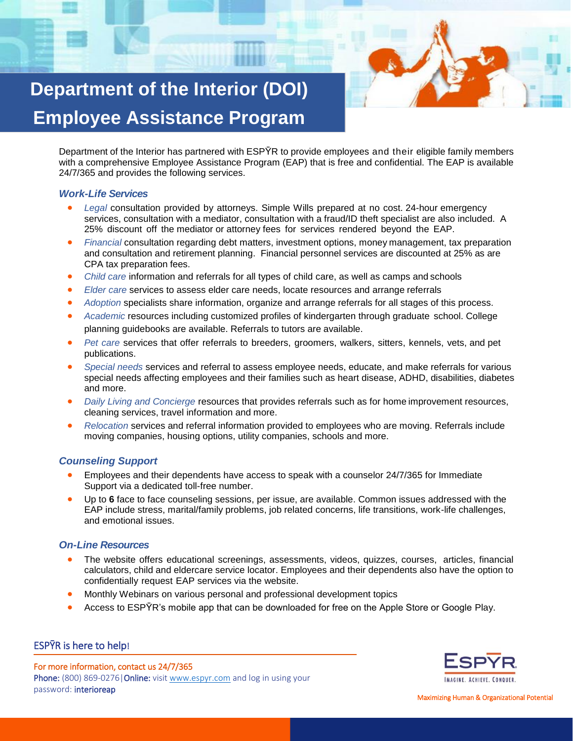# Department of the Interior (DOI) Employee Assistance Program

Department of the Interior has partnered with ESPȲR to provide employees and their eligible family members with a comprehensive Employee Assistance Program (EAP) that is free and confidential. The EAP is available 24/7/365 and provides the following services.

### *Work-Life Services*

- *Legal* consultation provided by attorneys. Simple Wills prepared at no cost. 24-hour emergency services, consultation with a mediator, consultation with a fraud/ID theft specialist are also included. A 25% discount off the mediator or attorney fees for services rendered beyond the EAP.
- *Financial* consultation regarding debt matters, investment options, money management, tax preparation and consultation and retirement planning. Financial personnel services are discounted at 25% as are CPA tax preparation fees.
- *Child care* information and referrals for all types of child care, as well as camps and schools
- *Elder care* services to assess elder care needs, locate resources and arrange referrals
- *Adoption* specialists share information, organize and arrange referrals for all stages of this process.
- *Academic* resources including customized profiles of kindergarten through graduate school. College planning guidebooks are available. Referrals to tutors are available.
- *Pet care* services that offer referrals to breeders, groomers, walkers, sitters, kennels, vets, and pet publications.
- *Special needs* services and referral to assess employee needs, educate, and make referrals for various special needs affecting employees and their families such as heart disease, ADHD, disabilities, diabetes and more.
- *Daily Living and Concierge* resources that provides referrals such as for home improvement resources, cleaning services, travel information and more.
- *Relocation* services and referral information provided to employees who are moving. Referrals include moving companies, housing options, utility companies, schools and more.

### *Counseling Support*

- Employees and their dependents have access to speak with a counselor 24/7/365 for Immediate Support via a dedicated toll-free number.
- Up to **6** face to face counseling sessions, per issue, are available. Common issues addressed with the EAP include stress, marital/family problems, job related concerns, life transitions, work-life challenges, and emotional issues.

### *On-Line Resources*

- The website offers educational screenings, assessments, videos, quizzes, courses, articles, financial calculators, child and eldercare service locator. Employees and their dependents also have the option to confidentially request EAP services via the website.
- Monthly Webinars on various personal and professional development topics
- Access to ESPȲR's mobile app that can be downloaded for free on the Apple Store or Google Play.

ESPȲR is here to help!

For more information, contact us 24/7/365

**Phone:** (800) 869-0276 | **Online:** visit www.espyr.com and log in using your password: **interioreap**

ESPYR
IMAGINE. ACHIEVE. CONQUER.

Maximizing Human & Organizational Potential